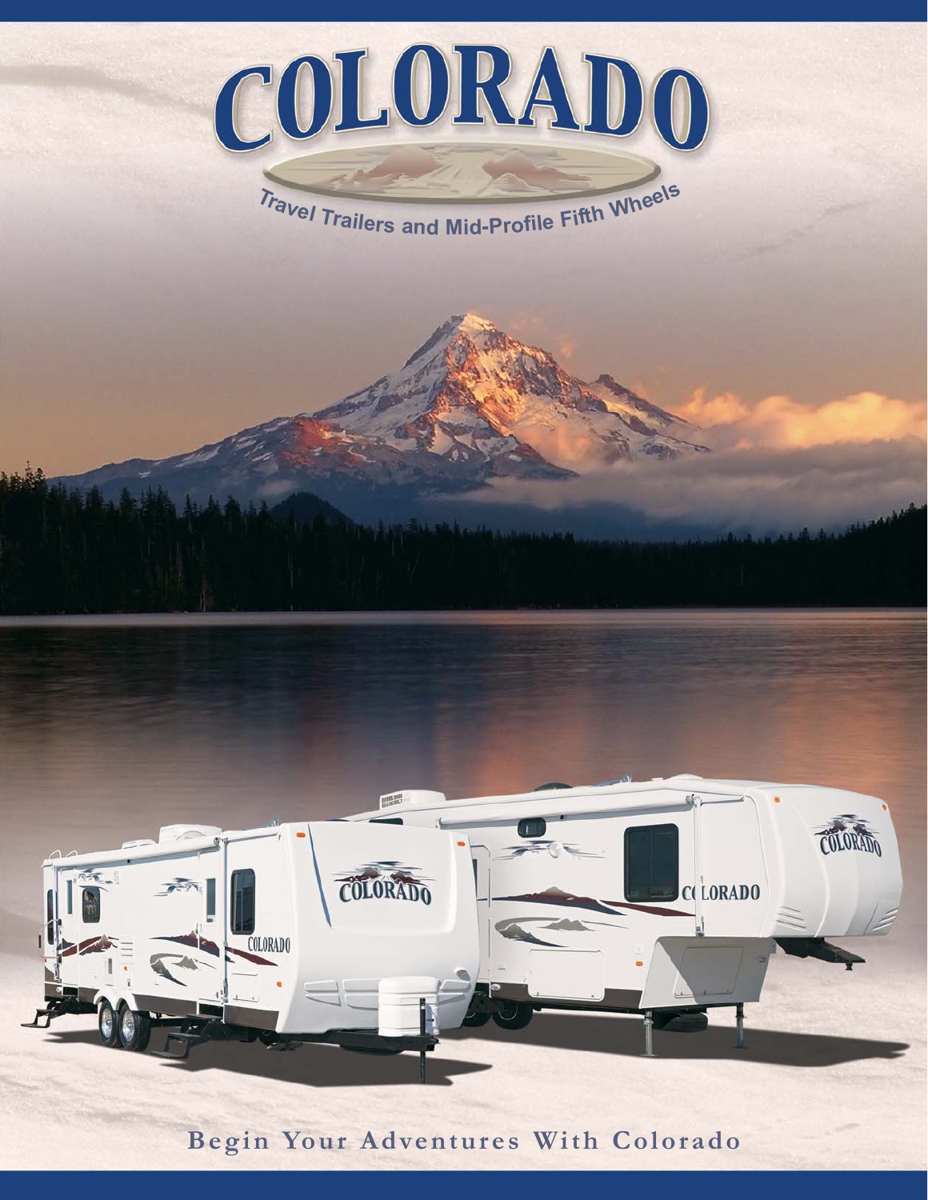# COLORADO

Travel Trailers and Mid-Profile Fifth Wheels

**Begin Your Adventures With Colorado**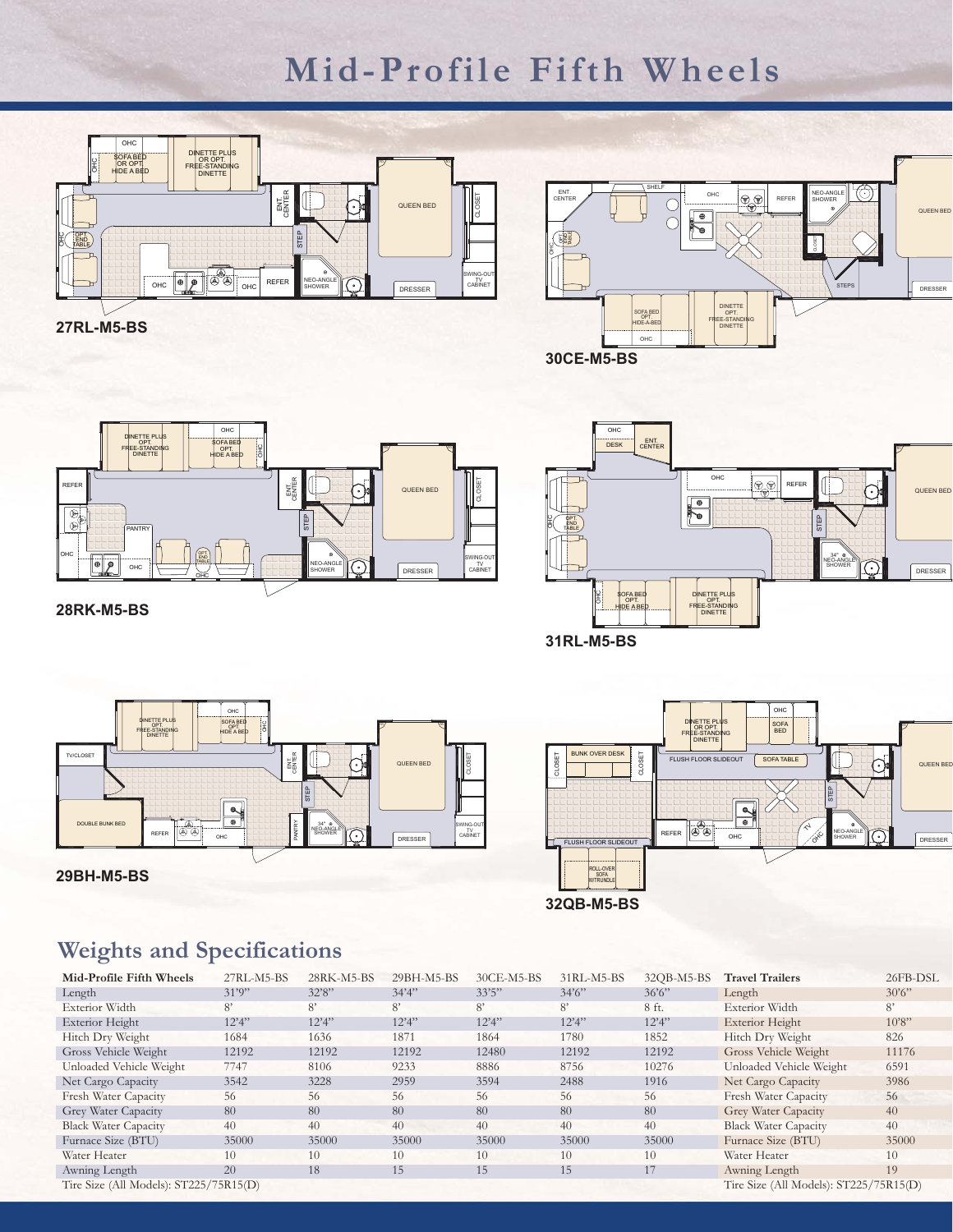# Mid-Profile Fifth Wheels

**27RL-M5-BS**

**30CE-M5-BS**

**28RK-M5-BS**

**31RL-M5-BS**

**29BH-M5-BS**

**32QB-M5-BS**

## Weights and Specifications

| Mid-Profile Fifth Wheels | 27RL-M5-BS | 28RK-M5-BS | 29BH-M5-BS | 30CE-M5-BS | 31RL-M5-BS | 32QB-M5-BS |
|---|---|---|---|---|---|---|
| Length | 31'9" | 32'8" | 34'4" | 33'5" | 34'6" | 36'6" |
| Exterior Width | 8' | 8' | 8' | 8' | 8' | 8 ft. |
| Exterior Height | 12'4" | 12'4" | 12'4" | 12'4" | 12'4" | 12'4" |
| Hitch Dry Weight | 1684 | 1636 | 1871 | 1864 | 1780 | 1852 |
| Gross Vehicle Weight | 12192 | 12192 | 12192 | 12480 | 12192 | 12192 |
| Unloaded Vehicle Weight | 7747 | 8106 | 9233 | 8886 | 8756 | 10276 |
| Net Cargo Capacity | 3542 | 3228 | 2959 | 3594 | 2488 | 1916 |
| Fresh Water Capacity | 56 | 56 | 56 | 56 | 56 | 56 |
| Grey Water Capacity | 80 | 80 | 80 | 80 | 80 | 80 |
| Black Water Capacity | 40 | 40 | 40 | 40 | 40 | 40 |
| Furnace Size (BTU) | 35000 | 35000 | 35000 | 35000 | 35000 | 35000 |
| Water Heater | 10 | 10 | 10 | 10 | 10 | 10 |
| Awning Length | 20 | 18 | 15 | 15 | 15 | 17 |

Tire Size (All Models): ST225/75R15(D)

| Travel Trailers | 26FB-DSL |
|---|---|
| Length | 30'6" |
| Exterior Width | 8' |
| Exterior Height | 10'8" |
| Hitch Dry Weight | 826 |
| Gross Vehicle Weight | 11176 |
| Unloaded Vehicle Weight | 6591 |
| Net Cargo Capacity | 3986 |
| Fresh Water Capacity | 56 |
| Grey Water Capacity | 40 |
| Black Water Capacity | 40 |
| Furnace Size (BTU) | 35000 |
| Water Heater | 10 |
| Awning Length | 19 |

Tire Size (All Models): ST225/75R15(D)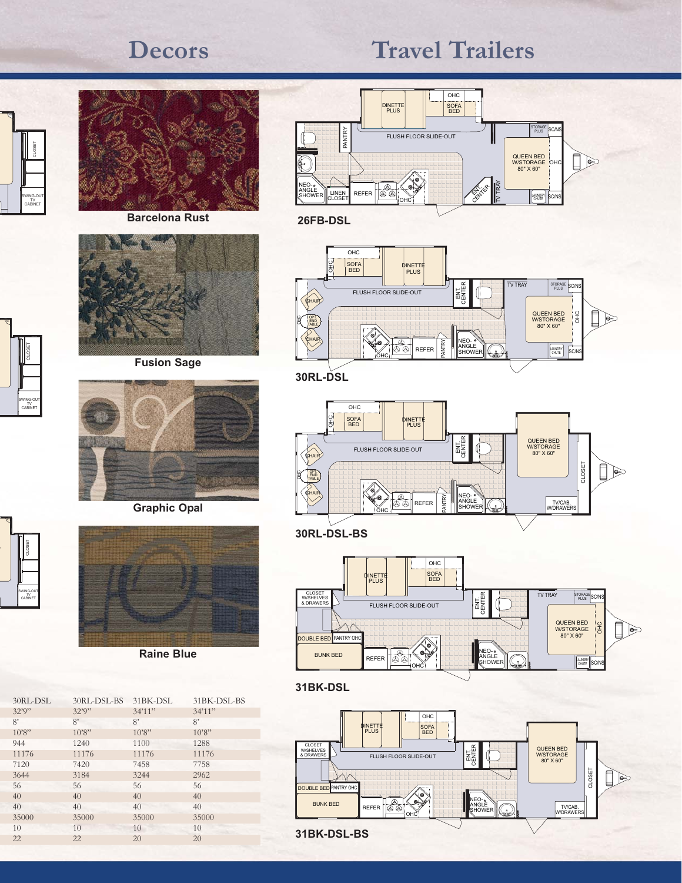# Decors

Barcelona Rust

Fusion Sage

Graphic Opal

Raine Blue

# Travel Trailers

26FB-DSL

30RL-DSL

30RL-DSL-BS

31BK-DSL

31BK-DSL-BS

| 30RL-DSL | 30RL-DSL-BS | 31BK-DSL | 31BK-DSL-BS |
|---|---|---|---|
| 32'9" | 32'9" | 34'11" | 34'11" |
| 8' | 8' | 8' | 8' |
| 10'8" | 10'8" | 10'8" | 10'8" |
| 944 | 1240 | 1100 | 1288 |
| 11176 | 11176 | 11176 | 11176 |
| 7120 | 7420 | 7458 | 7758 |
| 3644 | 3184 | 3244 | 2962 |
| 56 | 56 | 56 | 56 |
| 40 | 40 | 40 | 40 |
| 40 | 40 | 40 | 40 |
| 35000 | 35000 | 35000 | 35000 |
| 10 | 10 | 10 | 10 |
| 22 | 22 | 20 | 20 |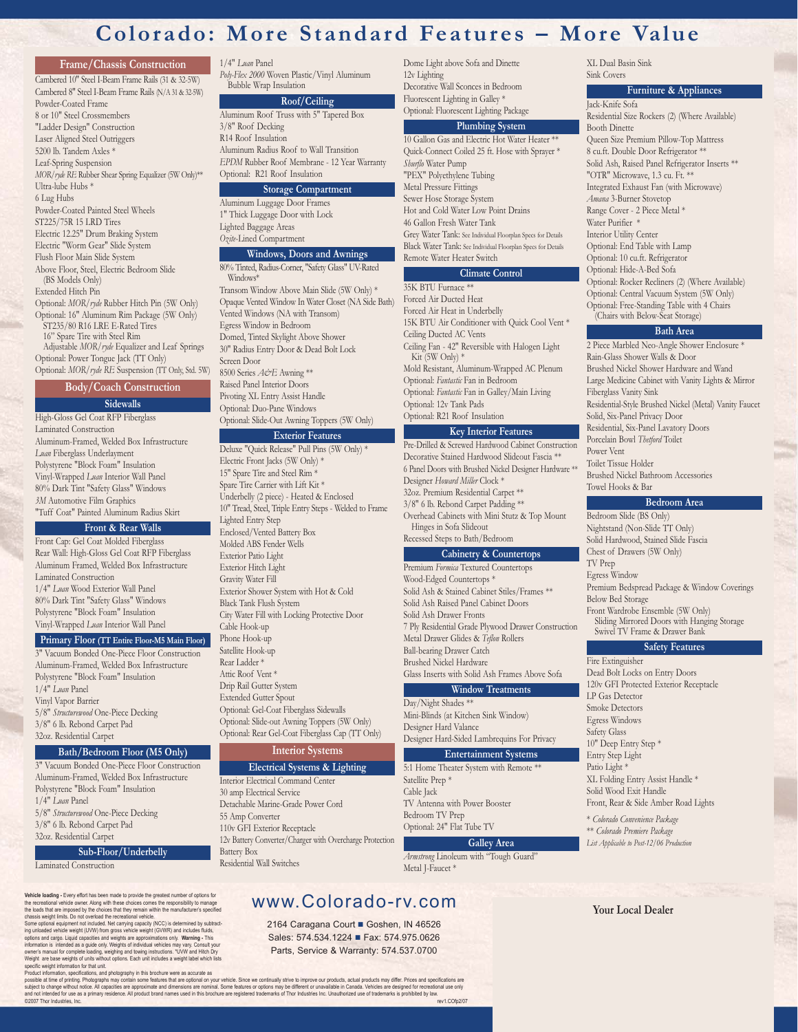# Colorado: More Standard Features – More Value

## Frame/Chassis Construction

Cambered 10" Steel I-Beam Frame Rails (31 & 32-5W)
Cambered 8" Steel I-Beam Frame Rails (N/A 31 & 32-5W)
Powder-Coated Frame
8 or 10" Steel Crossmembers
"Ladder Design" Construction
Laser Aligned Steel Outriggers
5200 lb. Tandem Axles *
Leaf-Spring Suspension
*MOR/ryde RE* Rubber Shear Spring Equalizer (5W Only)**
Ultra-lube Hubs *
6 Lug Hubs
Powder-Coated Painted Steel Wheels
ST225/75R 15 LRD Tires
Electric 12.25" Drum Braking System
Electric "Worm Gear" Slide System
Flush Floor Main Slide System
Above Floor, Steel, Electric Bedroom Slide (BS Models Only)
Extended Hitch Pin
Optional: *MOR/ryde* Rubber Hitch Pin (5W Only)
Optional: 16" Aluminum Rim Package (5W Only)
ST235/80 R16 LRE E-Rated Tires
16" Spare Tire with Steel Rim
Adjustable *MOR/ryde* Equalizer and Leaf Springs
Optional: Power Tongue Jack (TT Only)
Optional: *MOR/ryde RE* Suspension (TT Only, Std. 5W)

## Body/Coach Construction

### Sidewalls

High-Gloss Gel Coat RFP Fiberglass
Laminated Construction
Aluminum-Framed, Welded Box Infrastructure
*Luan* Fiberglass Underlayment
Polystyrene "Block Foam" Insulation
Vinyl-Wrapped *Luan* Interior Wall Panel
80% Dark Tint "Safety Glass" Windows
*3M* Automotive Film Graphics
"Tuff Coat" Painted Aluminum Radius Skirt

### Front & Rear Walls

Front Cap: Gel Coat Molded Fiberglass
Rear Wall: High-Gloss Gel Coat RFP Fiberglass
Aluminum Framed, Welded Box Infrastructure
Laminated Construction
1/4" *Luan* Wood Exterior Wall Panel
80% Dark Tint "Safety Glass" Windows
Polystyrene "Block Foam" Insulation
Vinyl-Wrapped *Luan* Interior Wall Panel

### Primary Floor (TT Entire Floor-M5 Main Floor)

3" Vacuum Bonded One-Piece Floor Construction
Aluminum-Framed, Welded Box Infrastructure
Polystyrene "Block Foam" Insulation
1/4" *Luan* Panel
Vinyl Vapor Barrier
5/8" *Structurewood* One-Piece Decking
3/8" 6 lb. Rebond Carpet Pad
32oz. Residential Carpet

### Bath/Bedroom Floor (M5 Only)

3" Vacuum Bonded One-Piece Floor Construction
Aluminum-Framed, Welded Box Infrastructure
Polystyrene "Block Foam" Insulation
1/4" *Luan* Panel
5/8" *Structurewood* One-Piece Decking
3/8" 6 lb. Rebond Carpet Pad
32oz. Residential Carpet

### Sub-Floor/Underbelly

Laminated Construction
1/4" *Luan* Panel
*Poly-Flex 2000* Woven Plastic/Vinyl Aluminum Bubble Wrap Insulation

### Roof/Ceiling

Aluminum Roof Truss with 5" Tapered Box
3/8" Roof Decking
R14 Roof Insulation
Aluminum Radius Roof to Wall Transition
*EPDM* Rubber Roof Membrane - 12 Year Warranty
Optional: R21 Roof Insulation

### Storage Compartment

Aluminum Luggage Door Frames
1" Thick Luggage Door with Lock
Lighted Baggage Areas
*Ozite*-Lined Compartment

### Windows, Doors and Awnings

80% Tinted, Radius-Corner, "Safety Glass" UV-Rated Windows*
Transom Window Above Main Slide (5W Only) *
Opaque Vented Window In Water Closet (NA Side Bath)
Vented Windows (NA with Transom)
Egress Window in Bedroom
Domed, Tinted Skylight Above Shower
30" Radius Entry Door & Dead Bolt Lock
Screen Door
8500 Series *A&E* Awning **
Raised Panel Interior Doors
Pivoting XL Entry Assist Handle
Optional: Duo-Pane Windows
Optional: Slide-Out Awning Toppers (5W Only)

### Exterior Features

Deluxe "Quick Release" Pull Pins (5W Only) *
Electric Front Jacks (5W Only) *
15" Spare Tire and Steel Rim *
Spare Tire Carrier with Lift Kit *
Underbelly (2 piece) - Heated & Enclosed
10" Tread, Steel, Triple Entry Steps - Welded to Frame
Lighted Entry Step
Enclosed/Vented Battery Box
Molded ABS Fender Wells
Exterior Patio Light
Exterior Hitch Light
Gravity Water Fill
Exterior Shower System with Hot & Cold
Black Tank Flush System
City Water Fill with Locking Protective Door
Cable Hook-up
Phone Hook-up
Satellite Hook-up
Rear Ladder *
Attic Roof Vent *
Drip Rail Gutter System
Extended Gutter Spout
Optional: Gel-Coat Fiberglass Sidewalls
Optional: Slide-out Awning Toppers (5W Only)
Optional: Rear Gel-Coat Fiberglass Cap (TT Only)

## Interior Systems

### Electrical Systems & Lighting

Interior Electrical Command Center
30 amp Electrical Service
Detachable Marine-Grade Power Cord
55 Amp Converter
110v GFI Exterior Receptacle
12v Battery Converter/Charger with Overcharge Protection
Battery Box
Residential Wall Switches
Dome Light above Sofa and Dinette
12v Lighting
Decorative Wall Sconces in Bedroom
Fluorescent Lighting in Galley *
Optional: Fluorescent Lighting Package

### Plumbing System

10 Gallon Gas and Electric Hot Water Heater **
Quick-Connect Coiled 25 ft. Hose with Sprayer *
*Shurflo* Water Pump
"PEX" Polyethylene Tubing
Metal Pressure Fittings
Sewer Hose Storage System
Hot and Cold Water Low Point Drains
46 Gallon Fresh Water Tank
Grey Water Tank: See Individual Floorplan Specs for Details
Black Water Tank: See Individual Floorplan Specs for Details
Remote Water Heater Switch

### Climate Control

35K BTU Furnace **
Forced Air Ducted Heat
Forced Air Heat in Underbelly
15K BTU Air Conditioner with Quick Cool Vent *
Ceiling Ducted AC Vents
Ceiling Fan - 42" Reversible with Halogen Light Kit (5W Only) *
Mold Resistant, Aluminum-Wrapped AC Plenum
Optional: *Fantastic* Fan in Bedroom
Optional: *Fantastic* Fan in Galley/Main Living
Optional: 12v Tank Pads
Optional: R21 Roof Insulation

### Key Interior Features

Pre-Drilled & Screwed Hardwood Cabinet Construction
Decorative Stained Hardwood Slideout Fascia **
6 Panel Doors with Brushed Nickel Designer Hardware **
Designer *Howard Miller* Clock *
32oz. Premium Residential Carpet **
3/8" 6 lb. Rebond Carpet Padding **
Overhead Cabinets with Mini Stutz & Top Mount Hinges in Sofa Slideout
Recessed Steps to Bath/Bedroom

### Cabinetry & Countertops

Premium *Formica* Textured Countertops
Wood-Edged Countertops *
Solid Ash & Stained Cabinet Stiles/Frames **
Solid Ash Raised Panel Cabinet Doors
Solid Ash Drawer Fronts
7 Ply Residential Grade Plywood Drawer Construction
Metal Drawer Glides & *Teflon* Rollers
Ball-bearing Drawer Catch
Brushed Nickel Hardware
Glass Inserts with Solid Ash Frames Above Sofa

### Window Treatments

Day/Night Shades **
Mini-Blinds (at Kitchen Sink Window)
Designer Hard Valance
Designer Hard-Sided Lambrequins For Privacy

### Entertainment Systems

5:1 Home Theater System with Remote **
Satellite Prep *
Cable Jack
TV Antenna with Power Booster
Bedroom TV Prep
Optional: 24" Flat Tube TV

### Galley Area

*Armstrong* Linoleum with "Tough Guard"
Metal J-Faucet *
XL Dual Basin Sink
Sink Covers

### Furniture & Appliances

Jack-Knife Sofa
Residential Size Rockers (2) (Where Available)
Booth Dinette
Queen Size Premium Pillow-Top Mattress
8 cu.ft. Double Door Refrigerator **
Solid Ash, Raised Panel Refrigerator Inserts **
"OTR" Microwave, 1.3 cu. Ft. **
Integrated Exhaust Fan (with Microwave)
*Amana* 3-Burner Stovetop
Range Cover - 2 Piece Metal *
Water Purifier *
Interior Utility Center
Optional: End Table with Lamp
Optional: 10 cu.ft. Refrigerator
Optional: Hide-A-Bed Sofa
Optional: Rocker Recliners (2) (Where Available)
Optional: Central Vacuum System (5W Only)
Optional: Free-Standing Table with 4 Chairs (Chairs with Below-Seat Storage)

### Bath Area

2 Piece Marbled Neo-Angle Shower Enclosure *
Rain-Glass Shower Walls & Door
Brushed Nickel Shower Hardware and Wand
Large Medicine Cabinet with Vanity Lights & Mirror
Fiberglass Vanity Sink
Residential-Style Brushed Nickel (Metal) Vanity Faucet
Solid, Six-Panel Privacy Door
Residential, Six-Panel Lavatory Doors
Porcelain Bowl *Thetford* Toilet
Power Vent
Toilet Tissue Holder
Brushed Nickel Bathroom Accessories
Towel Hooks & Bar

### Bedroom Area

Bedroom Slide (BS Only)
Nightstand (Non-Slide TT Only)
Solid Hardwood, Stained Slide Fascia
Chest of Drawers (5W Only)
TV Prep
Egress Window
Premium Bedspread Package & Window Coverings
Below Bed Storage
Front Wardrobe Ensemble (5W Only)
Sliding Mirrored Doors with Hanging Storage
Swivel TV Frame & Drawer Bank

### Safety Features

Fire Extinguisher
Dead Bolt Locks on Entry Doors
120v GFI Protected Exterior Receptacle
LP Gas Detector
Smoke Detectors
Egress Windows
Safety Glass
10" Deep Entry Step *
Entry Step Light
Patio Light *
XL Folding Entry Assist Handle *
Solid Wood Exit Handle
Front, Rear & Side Amber Road Lights

*\* Colorado Convenience Package*
*\*\* Colorado Premiere Package*
*List Applicable to Post-12/06 Production*

**Vehicle loading -** Every effort has been made to provide the greatest number of options for the recreational vehicle owner. Along with these choices comes the responsibility to manage the loads that are imposed by the choices that they remain within the manufacturer's specified chassis weight limits. Do not overload the recreational vehicle.
Some optional equipment not included. Net carrying capacity (NCC) is determined by subtracting unloaded vehicle weight (UVW) from gross vehicle weight (GVWR) and includes fluids, options and cargo. Liquid capacities and weights are approximations only. **Warning -** This information is intended as a guide only. Weights of individual vehicles may vary. Consult your owner's manual for complete loading, weighing and towing instructions. \*UVW and Hitch Dry Weight are base weights of units without options. Each unit includes a weight label which lists specific weight information for that unit.

## www.Colorado-rv.com

2164 Caragana Court ■ Goshen, IN 46526
Sales: 574.534.1224 ■ Fax: 574.975.0626
Parts, Service & Warranty: 574.537.0700

**Your Local Dealer**

Product information, specifications, and photography in this brochure were as accurate as possible at time of printing. Photographs may contain some features that are optional on your vehicle. Since we continually strive to improve our products, actual products may differ. Prices and specifications are subject to change without notice. All capacities are approximate and dimensions are nominal. Some features or options may be different or unavailable in Canada. Vehicles are designed for recreational use only and not intended for use as a primary residence. All product brand names used in this brochure are registered trademarks of Thor Industries Inc. Unauthorized use of trademarks is prohibited by law.
©2007 Thor Industries, Inc. rev1.COfp2/07